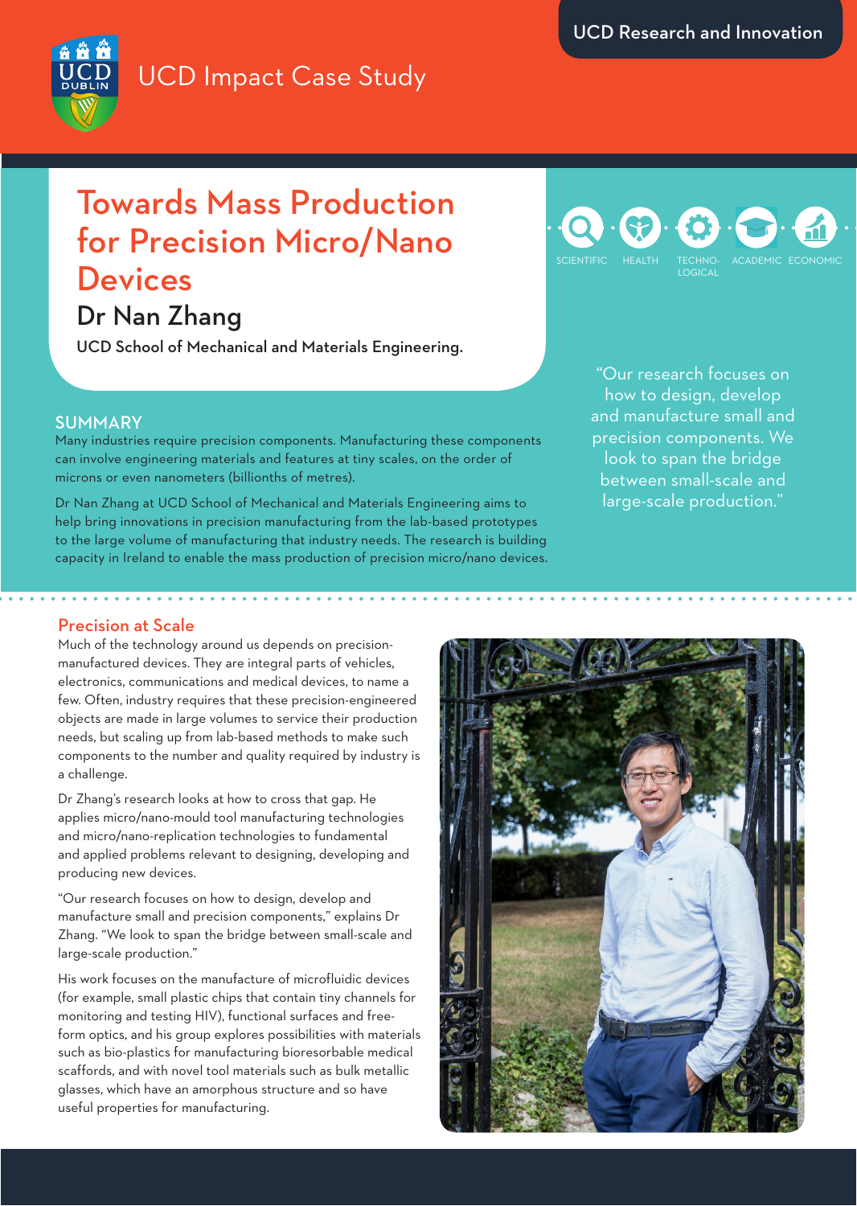UCD Research and Innovation

UCD Impact Case Study

# Towards Mass Production for Precision Micro/Nano Devices

## Dr Nan Zhang

UCD School of Mechanical and Materials Engineering.

SCIENTIFIC HEALTH TECHNOLOGICAL ACADEMIC ECONOMIC

“Our research focuses on how to design, develop and manufacture small and precision components. We look to span the bridge between small-scale and large-scale production.”

## SUMMARY

Many industries require precision components. Manufacturing these components can involve engineering materials and features at tiny scales, on the order of microns or even nanometers (billionths of metres).

Dr Nan Zhang at UCD School of Mechanical and Materials Engineering aims to help bring innovations in precision manufacturing from the lab-based prototypes to the large volume of manufacturing that industry needs. The research is building capacity in Ireland to enable the mass production of precision micro/nano devices.

## Precision at Scale

Much of the technology around us depends on precision-manufactured devices. They are integral parts of vehicles, electronics, communications and medical devices, to name a few. Often, industry requires that these precision-engineered objects are made in large volumes to service their production needs, but scaling up from lab-based methods to make such components to the number and quality required by industry is a challenge.

Dr Zhang’s research looks at how to cross that gap. He applies micro/nano-mould tool manufacturing technologies and micro/nano-replication technologies to fundamental and applied problems relevant to designing, developing and producing new devices.

“Our research focuses on how to design, develop and manufacture small and precision components,” explains Dr Zhang. “We look to span the bridge between small-scale and large-scale production.”

His work focuses on the manufacture of microfluidic devices (for example, small plastic chips that contain tiny channels for monitoring and testing HIV), functional surfaces and free-form optics, and his group explores possibilities with materials such as bio-plastics for manufacturing bioresorbable medical scaffolds, and with novel tool materials such as bulk metallic glasses, which have an amorphous structure and so have useful properties for manufacturing.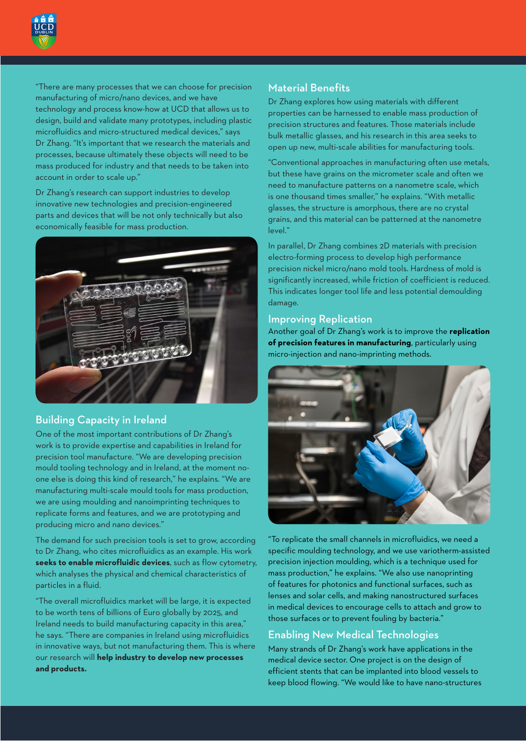"There are many processes that we can choose for precision manufacturing of micro/nano devices, and we have technology and process know-how at UCD that allows us to design, build and validate many prototypes, including plastic microfluidics and micro-structured medical devices," says Dr Zhang. "It's important that we research the materials and processes, because ultimately these objects will need to be mass produced for industry and that needs to be taken into account in order to scale up."

Dr Zhang's research can support industries to develop innovative new technologies and precision-engineered parts and devices that will be not only technically but also economically feasible for mass production.

## Building Capacity in Ireland

One of the most important contributions of Dr Zhang's work is to provide expertise and capabilities in Ireland for precision tool manufacture. "We are developing precision mould tooling technology and in Ireland, at the moment no-one else is doing this kind of research," he explains. "We are manufacturing multi-scale mould tools for mass production, we are using moulding and nanoimprinting techniques to replicate forms and features, and we are prototyping and producing micro and nano devices."

The demand for such precision tools is set to grow, according to Dr Zhang, who cites microfluidics as an example. His work **seeks to enable microfluidic devices**, such as flow cytometry, which analyses the physical and chemical characteristics of particles in a fluid.

"The overall microfluidics market will be large, it is expected to be worth tens of billions of Euro globally by 2025, and Ireland needs to build manufacturing capacity in this area," he says. "There are companies in Ireland using microfluidics in innovative ways, but not manufacturing them. This is where our research will **help industry to develop new processes and products.**

## Material Benefits

Dr Zhang explores how using materials with different properties can be harnessed to enable mass production of precision structures and features. Those materials include bulk metallic glasses, and his research in this area seeks to open up new, multi-scale abilities for manufacturing tools.

"Conventional approaches in manufacturing often use metals, but these have grains on the micrometer scale and often we need to manufacture patterns on a nanometre scale, which is one thousand times smaller," he explains. "With metallic glasses, the structure is amorphous, there are no crystal grains, and this material can be patterned at the nanometre level."

In parallel, Dr Zhang combines 2D materials with precision electro-forming process to develop high performance precision nickel micro/nano mold tools. Hardness of mold is significantly increased, while friction of coefficient is reduced. This indicates longer tool life and less potential demoulding damage.

## Improving Replication

Another goal of Dr Zhang's work is to improve the **replication of precision features in manufacturing**, particularly using micro-injection and nano-imprinting methods.

"To replicate the small channels in microfluidics, we need a specific moulding technology, and we use variotherm-assisted precision injection moulding, which is a technique used for mass production," he explains. "We also use nanoprinting of features for photonics and functional surfaces, such as lenses and solar cells, and making nanostructured surfaces in medical devices to encourage cells to attach and grow to those surfaces or to prevent fouling by bacteria."

## Enabling New Medical Technologies

Many strands of Dr Zhang's work have applications in the medical device sector. One project is on the design of efficient stents that can be implanted into blood vessels to keep blood flowing. "We would like to have nano-structures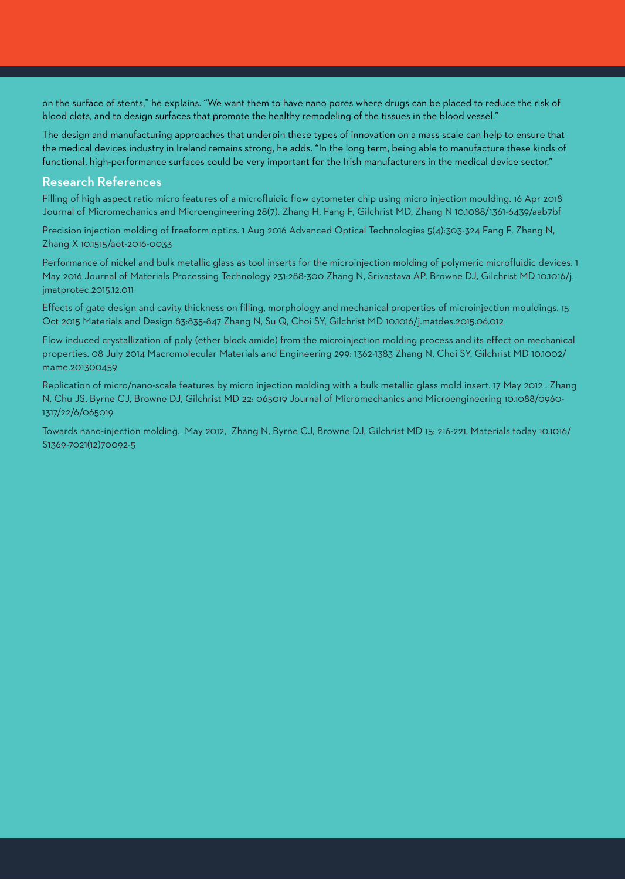on the surface of stents," he explains. "We want them to have nano pores where drugs can be placed to reduce the risk of blood clots, and to design surfaces that promote the healthy remodeling of the tissues in the blood vessel."

The design and manufacturing approaches that underpin these types of innovation on a mass scale can help to ensure that the medical devices industry in Ireland remains strong, he adds. "In the long term, being able to manufacture these kinds of functional, high-performance surfaces could be very important for the Irish manufacturers in the medical device sector."

## Research References

Filling of high aspect ratio micro features of a microfluidic flow cytometer chip using micro injection moulding. 16 Apr 2018 Journal of Micromechanics and Microengineering 28(7). Zhang H, Fang F, Gilchrist MD, Zhang N 10.1088/1361-6439/aab7bf

Precision injection molding of freeform optics. 1 Aug 2016 Advanced Optical Technologies 5(4):303-324 Fang F, Zhang N, Zhang X 10.1515/aot-2016-0033

Performance of nickel and bulk metallic glass as tool inserts for the microinjection molding of polymeric microfluidic devices. 1 May 2016 Journal of Materials Processing Technology 231:288-300 Zhang N, Srivastava AP, Browne DJ, Gilchrist MD 10.1016/j.jmatprotec.2015.12.011

Effects of gate design and cavity thickness on filling, morphology and mechanical properties of microinjection mouldings. 15 Oct 2015 Materials and Design 83:835-847 Zhang N, Su Q, Choi SY, Gilchrist MD 10.1016/j.matdes.2015.06.012

Flow induced crystallization of poly (ether block amide) from the microinjection molding process and its effect on mechanical properties. 08 July 2014 Macromolecular Materials and Engineering 299: 1362-1383 Zhang N, Choi SY, Gilchrist MD 10.1002/mame.201300459

Replication of micro/nano-scale features by micro injection molding with a bulk metallic glass mold insert. 17 May 2012 . Zhang N, Chu JS, Byrne CJ, Browne DJ, Gilchrist MD 22: 065019 Journal of Micromechanics and Microengineering 10.1088/0960-1317/22/6/065019

Towards nano-injection molding. May 2012, Zhang N, Byrne CJ, Browne DJ, Gilchrist MD 15: 216-221, Materials today 10.1016/S1369-7021(12)70092-5